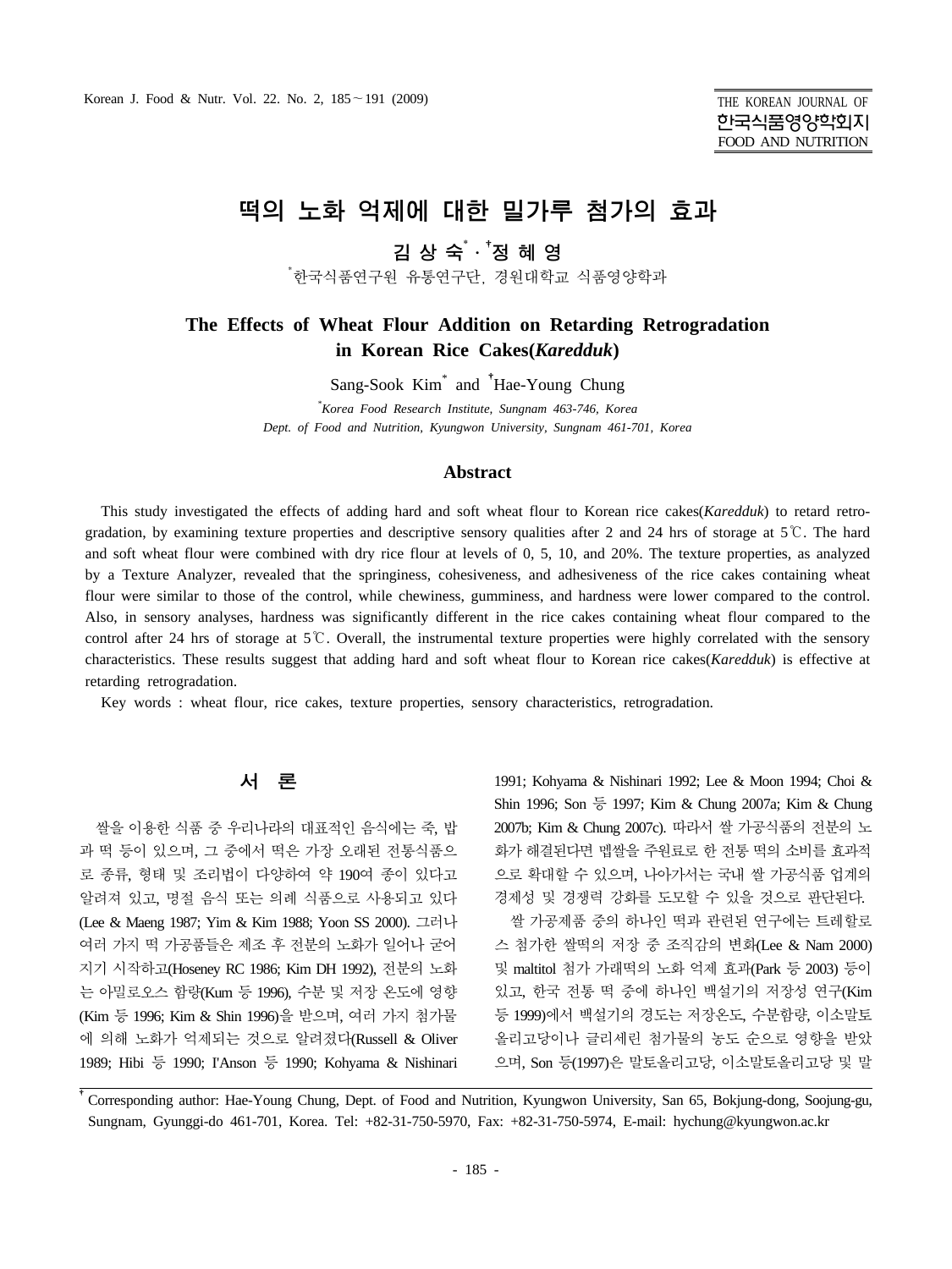# 떡의 노화 억제에 대한 밀가루 첨가의 효과

**김 상 숙[*] · [†]정 혜 영**

[*]한국식품연구원 유통연구단, 경원대학교 식품영양학과

## The Effects of Wheat Flour Addition on Retarding Retrogradation in Korean Rice Cakes(*Karedduk*)

Sang-Sook Kim[*] and [†]Hae-Young Chung

[*]*Korea Food Research Institute, Sungnam 463-746, Korea*
*Dept. of Food and Nutrition, Kyungwon University, Sungnam 461-701, Korea*

### Abstract

This study investigated the effects of adding hard and soft wheat flour to Korean rice cakes(*Karedduk*) to retard retrogradation, by examining texture properties and descriptive sensory qualities after 2 and 24 hrs of storage at 5℃. The hard and soft wheat flour were combined with dry rice flour at levels of 0, 5, 10, and 20%. The texture properties, as analyzed by a Texture Analyzer, revealed that the springiness, cohesiveness, and adhesiveness of the rice cakes containing wheat flour were similar to those of the control, while chewiness, gumminess, and hardness were lower compared to the control. Also, in sensory analyses, hardness was significantly different in the rice cakes containing wheat flour compared to the control after 24 hrs of storage at 5℃. Overall, the instrumental texture properties were highly correlated with the sensory characteristics. These results suggest that adding hard and soft wheat flour to Korean rice cakes(*Karedduk*) is effective at retarding retrogradation.

Key words : wheat flour, rice cakes, texture properties, sensory characteristics, retrogradation.

## 서 론

쌀을 이용한 식품 중 우리나라의 대표적인 음식에는 죽, 밥과 떡 등이 있으며, 그 중에서 떡은 가장 오래된 전통식품으로 종류, 형태 및 조리법이 다양하여 약 190여 종이 있다고 알려져 있고, 명절 음식 또는 의례 식품으로 사용되고 있다(Lee & Maeng 1987; Yim & Kim 1988; Yoon SS 2000). 그러나 여러 가지 떡 가공품들은 제조 후 전분의 노화가 일어나 굳어지기 시작하고(Hoseney RC 1986; Kim DH 1992), 전분의 노화는 아밀로오스 함량(Kum 등 1996), 수분 및 저장 온도에 영향(Kim 등 1996; Kim & Shin 1996)을 받으며, 여러 가지 첨가물에 의해 노화가 억제되는 것으로 알려졌다(Russell & Oliver 1989; Hibi 등 1990; I'Anson 등 1990; Kohyama & Nishinari 1991; Kohyama & Nishinari 1992; Lee & Moon 1994; Choi & Shin 1996; Son 등 1997; Kim & Chung 2007a; Kim & Chung 2007b; Kim & Chung 2007c). 따라서 쌀 가공식품의 전분의 노화가 해결된다면 멥쌀을 주원료로 한 전통 떡의 소비를 효과적으로 확대할 수 있으며, 나아가서는 국내 쌀 가공식품 업계의 경제성 및 경쟁력 강화를 도모할 수 있을 것으로 판단된다.

쌀 가공제품 중의 하나인 떡과 관련된 연구에는 트레할로스 첨가한 쌀떡의 저장 중 조직감의 변화(Lee & Nam 2000) 및 maltitol 첨가 가래떡의 노화 억제 효과(Park 등 2003) 등이 있고, 한국 전통 떡 중에 하나인 백설기의 저장성 연구(Kim 등 1999)에서 백설기의 경도는 저장온도, 수분함량, 이소말토올리고당이나 글리세린 첨가물의 농도 순으로 영향을 받았으며, Son 등(1997)은 말토올리고당, 이소말토올리고당 및 말

[†] Corresponding author: Hae-Young Chung, Dept. of Food and Nutrition, Kyungwon University, San 65, Bokjung-dong, Soojung-gu, Sungnam, Gyunggi-do 461-701, Korea. Tel: +82-31-750-5970, Fax: +82-31-750-5974, E-mail: hychung@kyungwon.ac.kr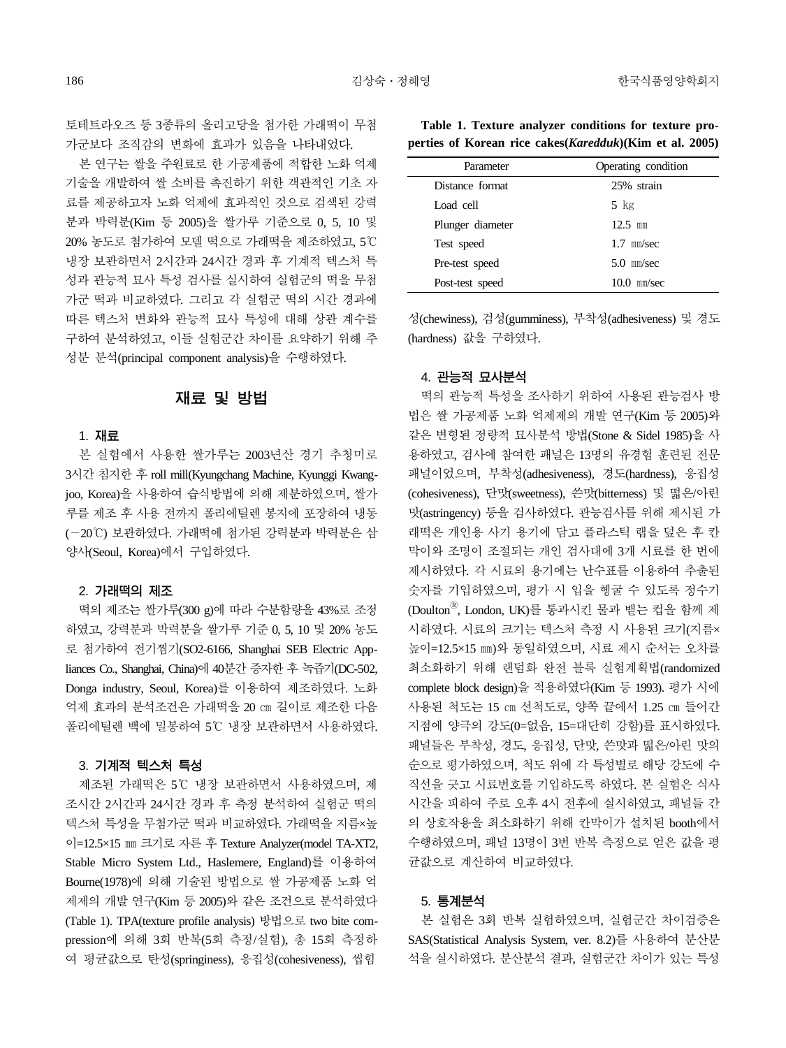토테트라오즈 등 3종류의 올리고당을 첨가한 가래떡이 무첨가군보다 조직감의 변화에 효과가 있음을 나타내었다.

본 연구는 쌀을 주원료로 한 가공제품에 적합한 노화 억제 기술을 개발하여 쌀 소비를 촉진하기 위한 객관적인 기초 자료를 제공하고자 노화 억제에 효과적인 것으로 검색된 강력분과 박력분(Kim 등 2005)을 쌀가루 기준으로 0, 5, 10 및 20% 농도로 첨가하여 모델 떡으로 가래떡을 제조하였고, 5℃ 냉장 보관하면서 2시간과 24시간 경과 후 기계적 텍스처 특성과 관능적 묘사 특성 검사를 실시하여 실험군의 떡을 무첨가군 떡과 비교하였다. 그리고 각 실험군 떡의 시간 경과에 따른 텍스처 변화와 관능적 묘사 특성에 대해 상관 계수를 구하여 분석하였고, 이들 실험군간 차이를 요약하기 위해 주성분 분석(principal component analysis)을 수행하였다.

## 재료 및 방법

### 1. 재료

본 실험에서 사용한 쌀가루는 2003년산 경기 추청미로 3시간 침지한 후 roll mill(Kyungchang Machine, Kyunggi Kwangjoo, Korea)을 사용하여 습식방법에 의해 제분하였으며, 쌀가루를 제조 후 사용 전까지 폴리에틸렌 봉지에 포장하여 냉동(－20℃) 보관하였다. 가래떡에 첨가된 강력분과 박력분은 삼양사(Seoul, Korea)에서 구입하였다.

### 2. 가래떡의 제조

떡의 제조는 쌀가루(300 g)에 따라 수분함량을 43%로 조정하였고, 강력분과 박력분을 쌀가루 기준 0, 5, 10 및 20% 농도로 첨가하여 전기찜기(SO2-6166, Shanghai SEB Electric Appliances Co., Shanghai, China)에 40분간 증자한 후 녹즙기(DC-502, Donga industry, Seoul, Korea)를 이용하여 제조하였다. 노화 억제 효과의 분석조건은 가래떡을 20 ㎝ 길이로 제조한 다음 폴리에틸렌 백에 밀봉하여 5℃ 냉장 보관하면서 사용하였다.

### 3. 기계적 텍스처 특성

제조된 가래떡은 5℃ 냉장 보관하면서 사용하였으며, 제조시간 2시간과 24시간 경과 후 측정 분석하여 실험군 떡의 텍스처 특성을 무첨가군 떡과 비교하였다. 가래떡을 지름×높이=12.5×15 ㎜ 크기로 자른 후 Texture Analyzer(model TA-XT2, Stable Micro System Ltd., Haslemere, England)를 이용하여 Bourne(1978)에 의해 기술된 방법으로 쌀 가공제품 노화 억제제의 개발 연구(Kim 등 2005)와 같은 조건으로 분석하였다(Table 1). TPA(texture profile analysis) 방법으로 two bite compression에 의해 3회 반복(5회 측정/실험), 총 15회 측정하여 평균값으로 탄성(springiness), 응집성(cohesiveness), 씹힘성(chewiness), 검성(gumminess), 부착성(adhesiveness) 및 경도(hardness) 값을 구하였다.

**Table 1. Texture analyzer conditions for texture properties of Korean rice cakes(*Karedduk*)(Kim et al. 2005)**

| Parameter | Operating condition |
|---|---|
| Distance format | 25% strain |
| Load cell | 5 ㎏ |
| Plunger diameter | 12.5 ㎜ |
| Test speed | 1.7 ㎜/sec |
| Pre-test speed | 5.0 ㎜/sec |
| Post-test speed | 10.0 ㎜/sec |

### 4. 관능적 묘사분석

떡의 관능적 특성을 조사하기 위하여 사용된 관능검사 방법은 쌀 가공제품 노화 억제제의 개발 연구(Kim 등 2005)와 같은 변형된 정량적 묘사분석 방법(Stone & Sidel 1985)을 사용하였고, 검사에 참여한 패널은 13명의 유경험 훈련된 전문 패널이었으며, 부착성(adhesiveness), 경도(hardness), 응집성(cohesiveness), 단맛(sweetness), 쓴맛(bitterness) 및 떫은/아린 맛(astringency) 등을 검사하였다. 관능검사를 위해 제시된 가래떡은 개인용 사기 용기에 담고 플라스틱 랩을 덮은 후 칸막이와 조명이 조절되는 개인 검사대에 3개 시료를 한 번에 제시하였다. 각 시료의 용기에는 난수표를 이용하여 추출된 숫자를 기입하였으며, 평가 시 입을 헹굴 수 있도록 정수기(Doulton®, London, UK)를 통과시킨 물과 뱉는 컵을 함께 제시하였다. 시료의 크기는 텍스처 측정 시 사용된 크기(지름×높이=12.5×15 ㎜)와 동일하였으며, 시료 제시 순서는 오차를 최소화하기 위해 랜덤화 완전 블록 실험계획법(randomized complete block design)을 적용하였다(Kim 등 1993). 평가 시에 사용된 척도는 15 ㎝ 선척도로, 양쪽 끝에서 1.25 ㎝ 들어간 지점에 양극의 강도(0=없음, 15=대단히 강함)를 표시하였다. 패널들은 부착성, 경도, 응집성, 단맛, 쓴맛과 떫은/아린 맛의 순으로 평가하였으며, 척도 위에 각 특성별로 해당 강도에 수직선을 긋고 시료번호를 기입하도록 하였다. 본 실험은 식사 시간을 피하여 주로 오후 4시 전후에 실시하였고, 패널들 간의 상호작용을 최소화하기 위해 칸막이가 설치된 booth에서 수행하였으며, 패널 13명이 3번 반복 측정으로 얻은 값을 평균값으로 계산하여 비교하였다.

### 5. 통계분석

본 실험은 3회 반복 실험하였으며, 실험군간 차이검증은 SAS(Statistical Analysis System, ver. 8.2)를 사용하여 분산분석을 실시하였다. 분산분석 결과, 실험군간 차이가 있는 특성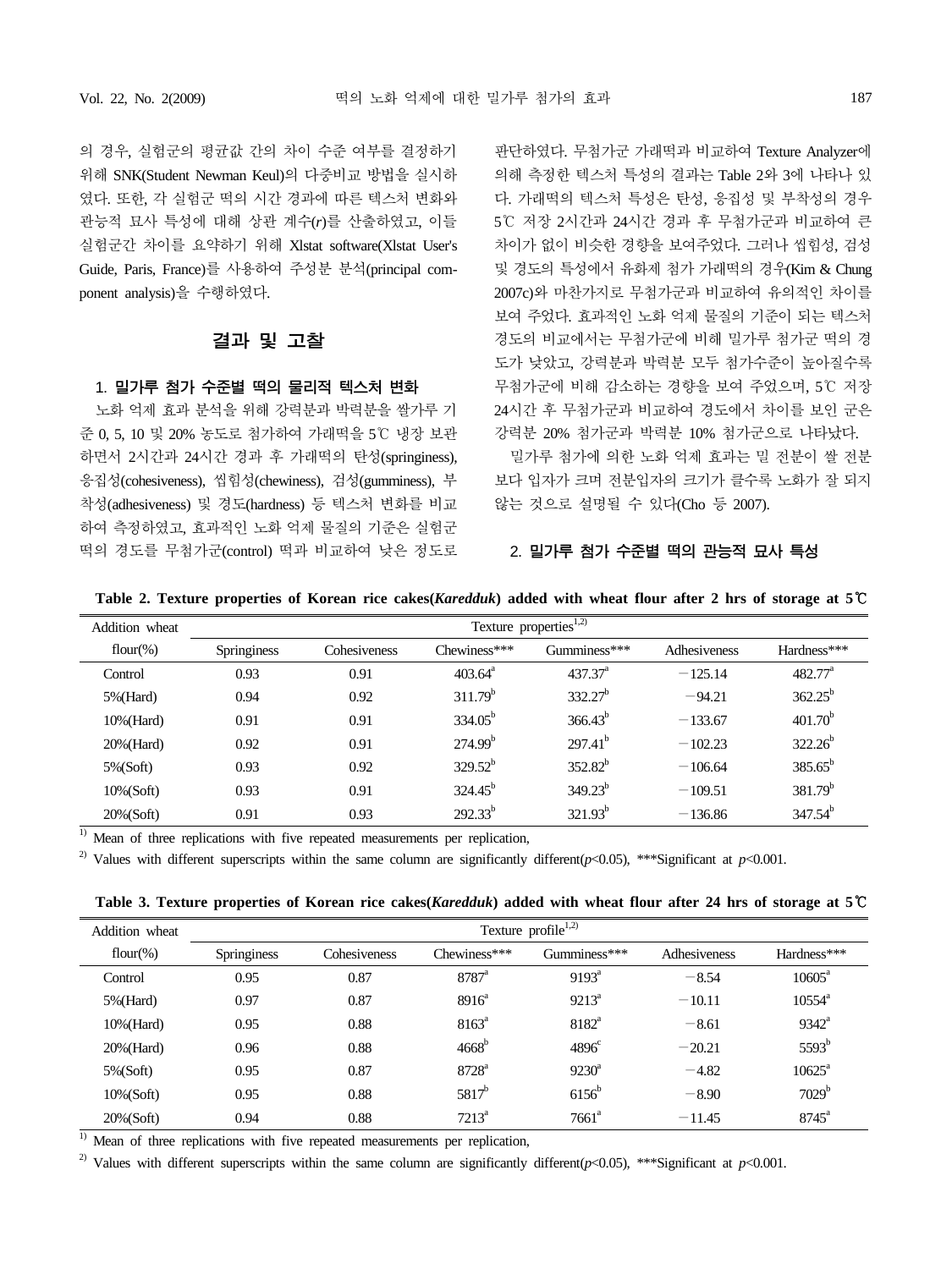의 경우, 실험군의 평균값 간의 차이 수준 여부를 결정하기 위해 SNK(Student Newman Keul)의 다중비교 방법을 실시하였다. 또한, 각 실험군 떡의 시간 경과에 따른 텍스처 변화와 관능적 묘사 특성에 대해 상관 계수($r$)를 산출하였고, 이들 실험군간 차이를 요약하기 위해 Xlstat software(Xlstat User's Guide, Paris, France)를 사용하여 주성분 분석(principal component analysis)을 수행하였다.

## 결과 및 고찰

### 1. 밀가루 첨가 수준별 떡의 물리적 텍스처 변화

노화 억제 효과 분석을 위해 강력분과 박력분을 쌀가루 기준 0, 5, 10 및 20% 농도로 첨가하여 가래떡을 5℃ 냉장 보관하면서 2시간과 24시간 경과 후 가래떡의 탄성(springiness), 응집성(cohesiveness), 씹힘성(chewiness), 검성(gumminess), 부착성(adhesiveness) 및 경도(hardness) 등 텍스처 변화를 비교하여 측정하였고, 효과적인 노화 억제 물질의 기준은 실험군 떡의 경도를 무첨가군(control) 떡과 비교하여 낮은 정도로 판단하였다. 무첨가군 가래떡과 비교하여 Texture Analyzer에 의해 측정한 텍스처 특성의 결과는 Table 2와 3에 나타나 있다. 가래떡의 텍스처 특성은 탄성, 응집성 및 부착성의 경우 5℃ 저장 2시간과 24시간 경과 후 무첨가군과 비교하여 큰 차이가 없이 비슷한 경향을 보여주었다. 그러나 씹힘성, 검성 및 경도의 특성에서 유화제 첨가 가래떡의 경우(Kim & Chung 2007c)와 마찬가지로 무첨가군과 비교하여 유의적인 차이를 보여 주었다. 효과적인 노화 억제 물질의 기준이 되는 텍스처 경도의 비교에서는 무첨가군에 비해 밀가루 첨가군 떡의 경도가 낮았고, 강력분과 박력분 모두 첨가수준이 높아질수록 무첨가군에 비해 감소하는 경향을 보여 주었으며, 5℃ 저장 24시간 후 무첨가군과 비교하여 경도에서 차이를 보인 군은 강력분 20% 첨가군과 박력분 10% 첨가군으로 나타났다.

밀가루 첨가에 의한 노화 억제 효과는 밀 전분이 쌀 전분보다 입자가 크며 전분입자의 크기가 클수록 노화가 잘 되지 않는 것으로 설명될 수 있다(Cho 등 2007).

### 2. 밀가루 첨가 수준별 떡의 관능적 묘사 특성

**Table 2. Texture properties of Korean rice cakes(*Karedduk*) added with wheat flour after 2 hrs of storage at 5℃**

| Addition wheat flour(%) | Texture properties[1,2) | | | | | |
|---|---|---|---|---|---|---|
| | Springiness | Cohesiveness | Chewiness*** | Gumminess*** | Adhesiveness | Hardness*** |
| Control | 0.93 | 0.91 | 403.64[a] | 437.37[a] | −125.14 | 482.77[a] |
| 5%(Hard) | 0.94 | 0.92 | 311.79[b] | 332.27[b] | −94.21 | 362.25[b] |
| 10%(Hard) | 0.91 | 0.91 | 334.05[b] | 366.43[b] | −133.67 | 401.70[b] |
| 20%(Hard) | 0.92 | 0.91 | 274.99[b] | 297.41[b] | −102.23 | 322.26[b] |
| 5%(Soft) | 0.93 | 0.92 | 329.52[b] | 352.82[b] | −106.64 | 385.65[b] |
| 10%(Soft) | 0.93 | 0.91 | 324.45[b] | 349.23[b] | −109.51 | 381.79[b] |
| 20%(Soft) | 0.91 | 0.93 | 292.33[b] | 321.93[b] | −136.86 | 347.54[b] |

1) Mean of three replications with five repeated measurements per replication,

2) Values with different superscripts within the same column are significantly different($p$<0.05), ***Significant at $p$<0.001.

**Table 3. Texture properties of Korean rice cakes(*Karedduk*) added with wheat flour after 24 hrs of storage at 5℃**

| Addition wheat flour(%) | Texture profile[1,2) | | | | | |
|---|---|---|---|---|---|---|
| | Springiness | Cohesiveness | Chewiness*** | Gumminess*** | Adhesiveness | Hardness*** |
| Control | 0.95 | 0.87 | 8787[a] | 9193[a] | −8.54 | 10605[a] |
| 5%(Hard) | 0.97 | 0.87 | 8916[a] | 9213[a] | −10.11 | 10554[a] |
| 10%(Hard) | 0.95 | 0.88 | 8163[a] | 8182[a] | −8.61 | 9342[a] |
| 20%(Hard) | 0.96 | 0.88 | 4668[b] | 4896[c] | −20.21 | 5593[b] |
| 5%(Soft) | 0.95 | 0.87 | 8728[a] | 9230[a] | −4.82 | 10625[a] |
| 10%(Soft) | 0.95 | 0.88 | 5817[b] | 6156[b] | −8.90 | 7029[b] |
| 20%(Soft) | 0.94 | 0.88 | 7213[a] | 7661[a] | −11.45 | 8745[a] |

1) Mean of three replications with five repeated measurements per replication,

2) Values with different superscripts within the same column are significantly different($p$<0.05), ***Significant at $p$<0.001.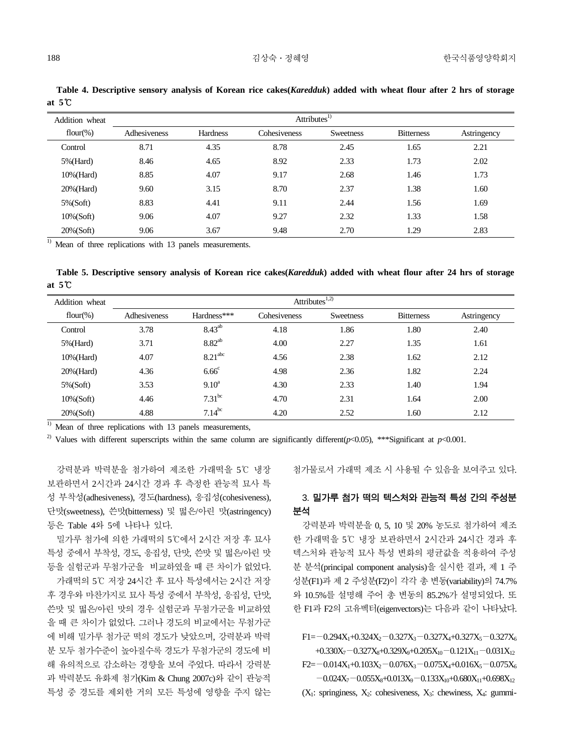**Table 4. Descriptive sensory analysis of Korean rice cakes(*Karedduk*) added with wheat flour after 2 hrs of storage at 5℃**

| Addition wheat flour(%) | Attributes[1] | | | | | |
|---|---|---|---|---|---|---|
| | Adhesiveness | Hardness | Cohesiveness | Sweetness | Bitterness | Astringency |
| Control | 8.71 | 4.35 | 8.78 | 2.45 | 1.65 | 2.21 |
| 5%(Hard) | 8.46 | 4.65 | 8.92 | 2.33 | 1.73 | 2.02 |
| 10%(Hard) | 8.85 | 4.07 | 9.17 | 2.68 | 1.46 | 1.73 |
| 20%(Hard) | 9.60 | 3.15 | 8.70 | 2.37 | 1.38 | 1.60 |
| 5%(Soft) | 8.83 | 4.41 | 9.11 | 2.44 | 1.56 | 1.69 |
| 10%(Soft) | 9.06 | 4.07 | 9.27 | 2.32 | 1.33 | 1.58 |
| 20%(Soft) | 9.06 | 3.67 | 9.48 | 2.70 | 1.29 | 2.83 |

[1] Mean of three replications with 13 panels measurements.

**Table 5. Descriptive sensory analysis of Korean rice cakes(*Karedduk*) added with wheat flour after 24 hrs of storage at 5℃**

| Addition wheat flour(%) | Attributes[1,2] | | | | | |
|---|---|---|---|---|---|---|
| | Adhesiveness | Hardness*** | Cohesiveness | Sweetness | Bitterness | Astringency |
| Control | 3.78 | 8.43[ab] | 4.18 | 1.86 | 1.80 | 2.40 |
| 5%(Hard) | 3.71 | 8.82[ab] | 4.00 | 2.27 | 1.35 | 1.61 |
| 10%(Hard) | 4.07 | 8.21[abc] | 4.56 | 2.38 | 1.62 | 2.12 |
| 20%(Hard) | 4.36 | 6.66[c] | 4.98 | 2.36 | 1.82 | 2.24 |
| 5%(Soft) | 3.53 | 9.10[a] | 4.30 | 2.33 | 1.40 | 1.94 |
| 10%(Soft) | 4.46 | 7.31[bc] | 4.70 | 2.31 | 1.64 | 2.00 |
| 20%(Soft) | 4.88 | 7.14[bc] | 4.20 | 2.52 | 1.60 | 2.12 |

[1] Mean of three replications with 13 panels measurements,

[2] Values with different superscripts within the same column are significantly different($p$<0.05), ***Significant at $p$<0.001.

강력분과 박력분을 첨가하여 제조한 가래떡을 5℃ 냉장 보관하면서 2시간과 24시간 경과 후 측정한 관능적 묘사 특성 부착성(adhesiveness), 경도(hardness), 응집성(cohesiveness), 단맛(sweetness), 쓴맛(bitterness) 및 떫은/아린 맛(astringency) 등은 Table 4와 5에 나타나 있다.

밀가루 첨가에 의한 가래떡의 5℃에서 2시간 저장 후 묘사 특성 중에서 부착성, 경도, 응집성, 단맛, 쓴맛 및 떫은/아린 맛 등을 실험군과 무첨가군을 비교하였을 때 큰 차이가 없었다.

가래떡의 5℃ 저장 24시간 후 묘사 특성에서는 2시간 저장 후 경우와 마찬가지로 묘사 특성 중에서 부착성, 응집성, 단맛, 쓴맛 및 떫은/아린 맛의 경우 실험군과 무첨가군을 비교하였을 때 큰 차이가 없었다. 그러나 경도의 비교에서는 무첨가군에 비해 밀가루 첨가군 떡의 경도가 낮았으며, 강력분과 박력분 모두 첨가수준이 높아질수록 경도가 무첨가군의 경도에 비해 유의적으로 감소하는 경향을 보여 주었다. 따라서 강력분과 박력분도 유화제 첨가(Kim & Chung 2007c)와 같이 관능적 특성 중 경도를 제외한 거의 모든 특성에 영향을 주지 않는 첨가물로서 가래떡 제조 시 사용될 수 있음을 보여주고 있다.

### 3. 밀가루 첨가 떡의 텍스처와 관능적 특성 간의 주성분 분석

강력분과 박력분을 0, 5, 10 및 20% 농도로 첨가하여 제조한 가래떡을 5℃ 냉장 보관하면서 2시간과 24시간 경과 후 텍스처와 관능적 묘사 특성 변화의 평균값을 적용하여 주성분 분석(principal component analysis)을 실시한 결과, 제 1 주성분(F1)과 제 2 주성분(F2)이 각각 총 변동(variability)의 74.7%와 10.5%를 설명해 주어 총 변동의 85.2%가 설명되었다. 또한 F1과 F2의 고유벡터(eigenvectors)는 다음과 같이 나타났다.

$$F1=-0.294X_1+0.324X_2-0.327X_3-0.327X_4+0.327X_5-0.327X_6+0.330X_7-0.327X_8+0.329X_9+0.205X_{10}-0.121X_{11}-0.031X_{12}$$

$$F2=-0.014X_1+0.103X_2-0.076X_3-0.075X_4+0.016X_5-0.075X_6-0.024X_7-0.055X_8+0.013X_9-0.133X_{10}+0.680X_{11}+0.698X_{12}$$

($X_1$: springiness, $X_2$: cohesiveness, $X_3$: chewiness, $X_4$: gummi-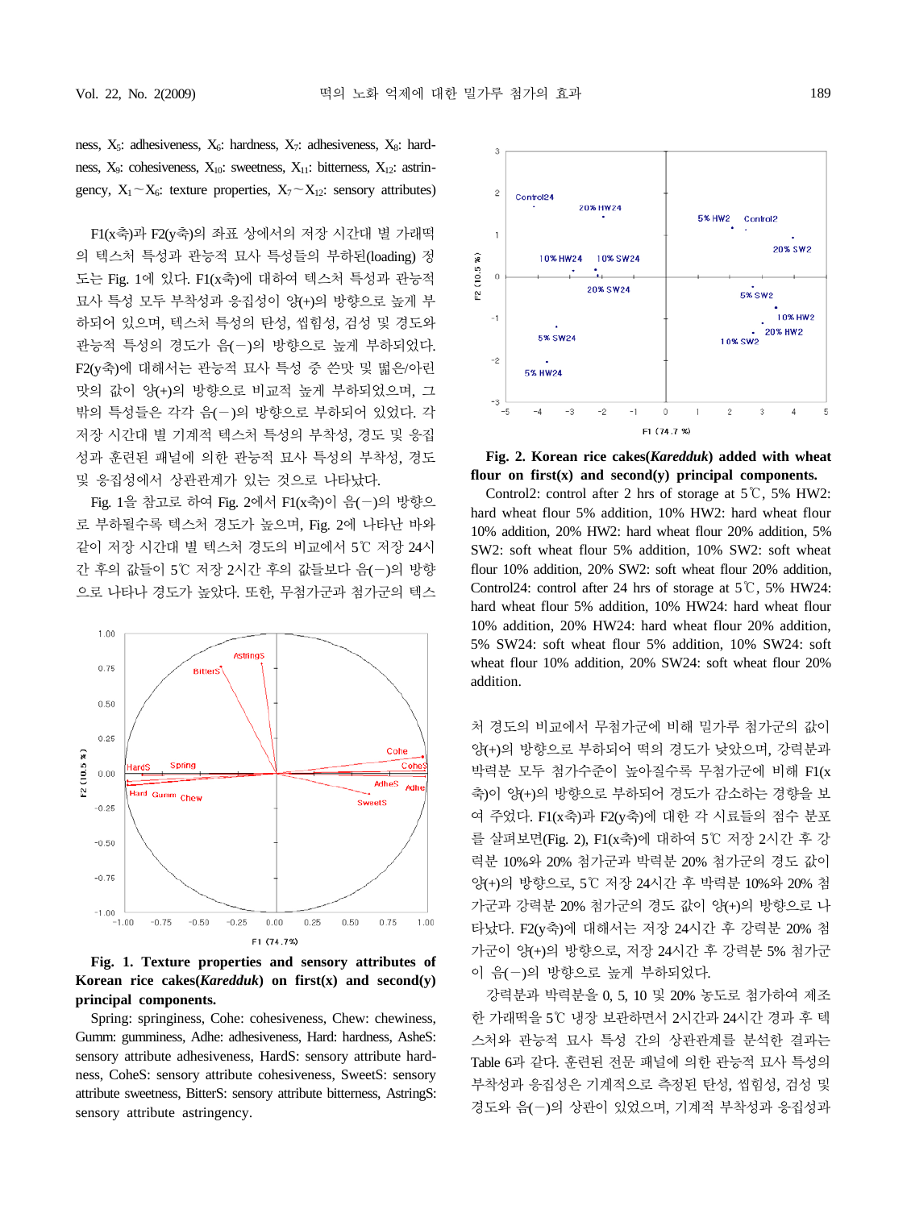ness, $X_5$: adhesiveness, $X_6$: hardness, $X_7$: adhesiveness, $X_8$: hardness, $X_9$: cohesiveness, $X_{10}$: sweetness, $X_{11}$: bitterness, $X_{12}$: astringency, $X_1$~$X_6$: texture properties, $X_7$~$X_{12}$: sensory attributes)

F1(x축)과 F2(y축)의 좌표 상에서의 저장 시간대 별 가래떡의 텍스처 특성과 관능적 묘사 특성들의 부하된(loading) 정도는 Fig. 1에 있다. F1(x축)에 대하여 텍스처 특성과 관능적 묘사 특성 모두 부착성과 응집성이 양(+)의 방향으로 높게 부하되어 있으며, 텍스처 특성의 탄성, 씹힘성, 검성 및 경도와 관능적 특성의 경도가 음(−)의 방향으로 높게 부하되었다. F2(y축)에 대해서는 관능적 묘사 특성 중 쓴맛 및 떫은/아린 맛의 값이 양(+)의 방향으로 비교적 높게 부하되었으며, 그 밖의 특성들은 각각 음(−)의 방향으로 부하되어 있었다. 각 저장 시간대 별 기계적 텍스처 특성의 부착성, 경도 및 응집성과 훈련된 패널에 의한 관능적 묘사 특성의 부착성, 경도 및 응집성에서 상관관계가 있는 것으로 나타났다.

Fig. 1을 참고로 하여 Fig. 2에서 F1(x축)이 음(−)의 방향으로 부하될수록 텍스처 경도가 높으며, Fig. 2에 나타난 바와 같이 저장 시간대 별 텍스처 경도의 비교에서 5℃ 저장 24시간 후의 값들이 5℃ 저장 2시간 후의 값들보다 음(−)의 방향으로 나타나 경도가 높았다. 또한, 무첨가군과 첨가군의 텍스처 경도의 비교에서 무첨가군에 비해 밀가루 첨가군의 값이 양(+)의 방향으로 부하되어 떡의 경도가 낮았으며, 강력분과 박력분 모두 첨가수준이 높아질수록 무첨가군에 비해 F1(x축)이 양(+)의 방향으로 부하되어 경도가 감소하는 경향을 보여 주었다. F1(x축)과 F2(y축)에 대한 각 시료들의 점수 분포를 살펴보면(Fig. 2), F1(x축)에 대하여 5℃ 저장 2시간 후 강력분 10%와 20% 첨가군과 박력분 20% 첨가군의 경도 값이 양(+)의 방향으로, 5℃ 저장 24시간 후 박력분 10%와 20% 첨가군과 강력분 20% 첨가군의 경도 값이 양(+)의 방향으로 나타났다. F2(y축)에 대해서는 저장 24시간 후 강력분 20% 첨가군이 양(+)의 방향으로, 저장 24시간 후 강력분 5% 첨가군이 음(−)의 방향으로 높게 부하되었다.

**Fig. 1. Texture properties and sensory attributes of Korean rice cakes(*Karedduk*) on first(x) and second(y) principal components.**

Spring: springiness, Cohe: cohesiveness, Chew: chewiness, Gumm: gumminess, Adhe: adhesiveness, Hard: hardness, AsheS: sensory attribute adhesiveness, HardS: sensory attribute hardness, CoheS: sensory attribute cohesiveness, SweetS: sensory attribute sweetness, BitterS: sensory attribute bitterness, AstringS: sensory attribute astringency.

**Fig. 2. Korean rice cakes(*Karedduk*) added with wheat flour on first(x) and second(y) principal components.**

Control2: control after 2 hrs of storage at 5℃, 5% HW2: hard wheat flour 5% addition, 10% HW2: hard wheat flour 10% addition, 20% HW2: hard wheat flour 20% addition, 5% SW2: soft wheat flour 5% addition, 10% SW2: soft wheat flour 10% addition, 20% SW2: soft wheat flour 20% addition, Control24: control after 24 hrs of storage at 5℃, 5% HW24: hard wheat flour 5% addition, 10% HW24: hard wheat flour 10% addition, 20% HW24: hard wheat flour 20% addition, 5% SW24: soft wheat flour 5% addition, 10% SW24: soft wheat flour 10% addition, 20% SW24: soft wheat flour 20% addition.

강력분과 박력분을 0, 5, 10 및 20% 농도로 첨가하여 제조한 가래떡을 5℃ 냉장 보관하면서 2시간과 24시간 경과 후 텍스처와 관능적 묘사 특성 간의 상관관계를 분석한 결과는 Table 6과 같다. 훈련된 전문 패널에 의한 관능적 묘사 특성의 부착성과 응집성은 기계적으로 측정된 탄성, 씹힘성, 검성 및 경도와 음(−)의 상관이 있었으며, 기계적 부착성과 응집성과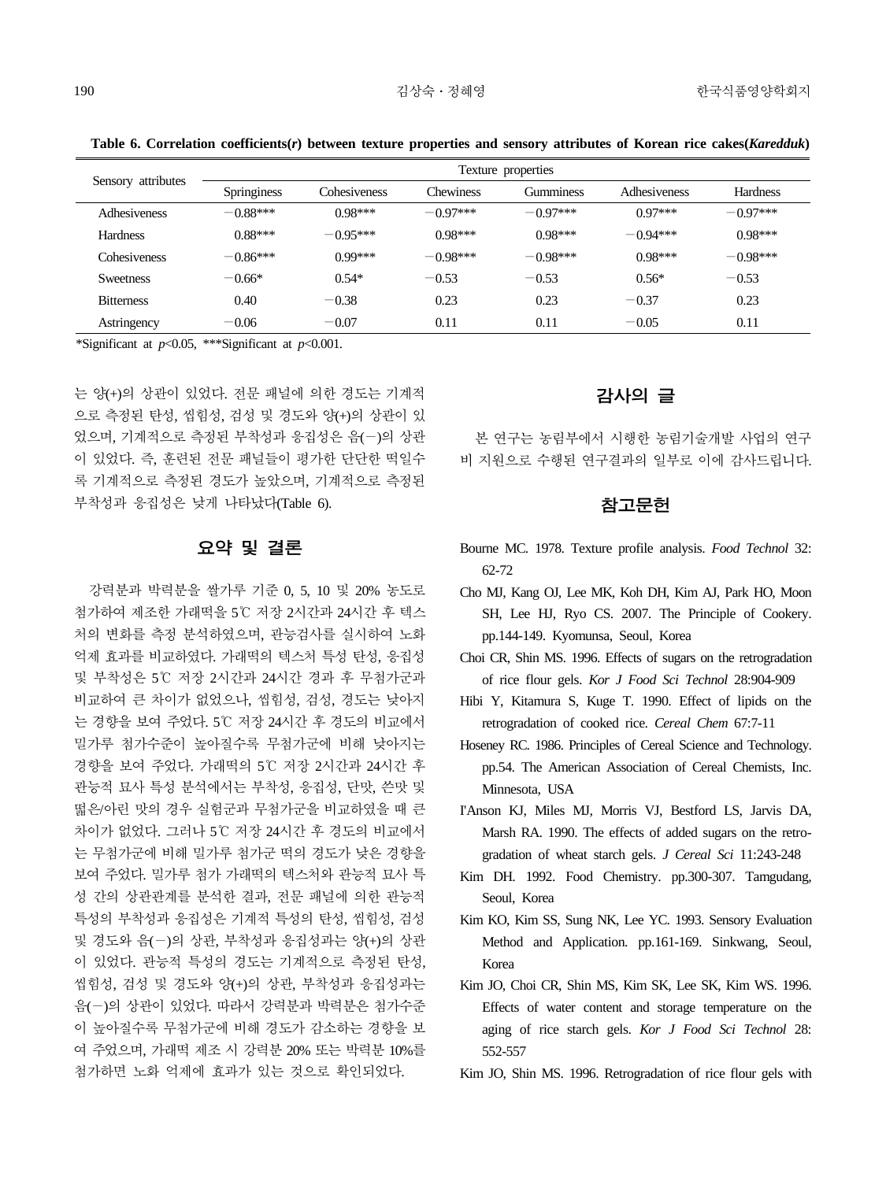**Table 6. Correlation coefficients(*r*) between texture properties and sensory attributes of Korean rice cakes(*Karedduk*)**

| Sensory attributes | Texture properties | | | | | |
|---|---|---|---|---|---|---|
| | Springiness | Cohesiveness | Chewiness | Gumminess | Adhesiveness | Hardness |
| Adhesiveness | −0.88*** | 0.98*** | −0.97*** | −0.97*** | 0.97*** | −0.97*** |
| Hardness | 0.88*** | −0.95*** | 0.98*** | 0.98*** | −0.94*** | 0.98*** |
| Cohesiveness | −0.86*** | 0.99*** | −0.98*** | −0.98*** | 0.98*** | −0.98*** |
| Sweetness | −0.66* | 0.54* | −0.53 | −0.53 | 0.56* | −0.53 |
| Bitterness | 0.40 | −0.38 | 0.23 | 0.23 | −0.37 | 0.23 |
| Astringency | −0.06 | −0.07 | 0.11 | 0.11 | −0.05 | 0.11 |

*Significant at $p$<0.05, ***Significant at $p$<0.001.

는 양(+)의 상관이 있었다. 전문 패널에 의한 경도는 기계적으로 측정된 탄성, 씹힘성, 검성 및 경도와 양(+)의 상관이 있었으며, 기계적으로 측정된 부착성과 응집성은 음(−)의 상관이 있었다. 즉, 훈련된 전문 패널들이 평가한 단단한 떡일수록 기계적으로 측정된 경도가 높았으며, 기계적으로 측정된 부착성과 응집성은 낮게 나타났다(Table 6).

## 요약 및 결론

강력분과 박력분을 쌀가루 기준 0, 5, 10 및 20% 농도로 첨가하여 제조한 가래떡을 5℃ 저장 2시간과 24시간 후 텍스처의 변화를 측정 분석하였으며, 관능검사를 실시하여 노화억제 효과를 비교하였다. 가래떡의 텍스처 특성 탄성, 응집성 및 부착성은 5℃ 저장 2시간과 24시간 경과 후 무첨가군과 비교하여 큰 차이가 없었으나, 씹힘성, 검성, 경도는 낮아지는 경향을 보여 주었다. 5℃ 저장 24시간 후 경도의 비교에서 밀가루 첨가수준이 높아질수록 무첨가군에 비해 낮아지는 경향을 보여 주었다. 가래떡의 5℃ 저장 2시간과 24시간 후 관능적 묘사 특성 분석에서는 부착성, 응집성, 단맛, 쓴맛 및 떫은/아린 맛의 경우 실험군과 무첨가군을 비교하였을 때 큰 차이가 없었다. 그러나 5℃ 저장 24시간 후 경도의 비교에서는 무첨가군에 비해 밀가루 첨가군 떡의 경도가 낮은 경향을 보여 주었다. 밀가루 첨가 가래떡의 텍스처와 관능적 묘사 특성 간의 상관관계를 분석한 결과, 전문 패널에 의한 관능적 특성의 부착성과 응집성은 기계적 특성의 탄성, 씹힘성, 검성 및 경도와 음(−)의 상관, 부착성과 응집성과는 양(+)의 상관이 있었다. 관능적 특성의 경도는 기계적으로 측정된 탄성, 씹힘성, 검성 및 경도와 양(+)의 상관, 부착성과 응집성과는 음(−)의 상관이 있었다. 따라서 강력분과 박력분은 첨가수준이 높아질수록 무첨가군에 비해 경도가 감소하는 경향을 보여 주었으며, 가래떡 제조 시 강력분 20% 또는 박력분 10%를 첨가하면 노화 억제에 효과가 있는 것으로 확인되었다.

## 감사의 글

본 연구는 농림부에서 시행한 농림기술개발 사업의 연구비 지원으로 수행된 연구결과의 일부로 이에 감사드립니다.

## 참고문헌

Bourne MC. 1978. Texture profile analysis. *Food Technol* 32: 62-72

Cho MJ, Kang OJ, Lee MK, Koh DH, Kim AJ, Park HO, Moon SH, Lee HJ, Ryo CS. 2007. The Principle of Cookery. pp.144-149. Kyomunsa, Seoul, Korea

Choi CR, Shin MS. 1996. Effects of sugars on the retrogradation of rice flour gels. *Kor J Food Sci Technol* 28:904-909

Hibi Y, Kitamura S, Kuge T. 1990. Effect of lipids on the retrogradation of cooked rice. *Cereal Chem* 67:7-11

Hoseney RC. 1986. Principles of Cereal Science and Technology. pp.54. The American Association of Cereal Chemists, Inc. Minnesota, USA

I'Anson KJ, Miles MJ, Morris VJ, Bestford LS, Jarvis DA, Marsh RA. 1990. The effects of added sugars on the retrogradation of wheat starch gels. *J Cereal Sci* 11:243-248

Kim DH. 1992. Food Chemistry. pp.300-307. Tamgudang, Seoul, Korea

Kim KO, Kim SS, Sung NK, Lee YC. 1993. Sensory Evaluation Method and Application. pp.161-169. Sinkwang, Seoul, Korea

Kim JO, Choi CR, Shin MS, Kim SK, Lee SK, Kim WS. 1996. Effects of water content and storage temperature on the aging of rice starch gels. *Kor J Food Sci Technol* 28: 552-557

Kim JO, Shin MS. 1996. Retrogradation of rice flour gels with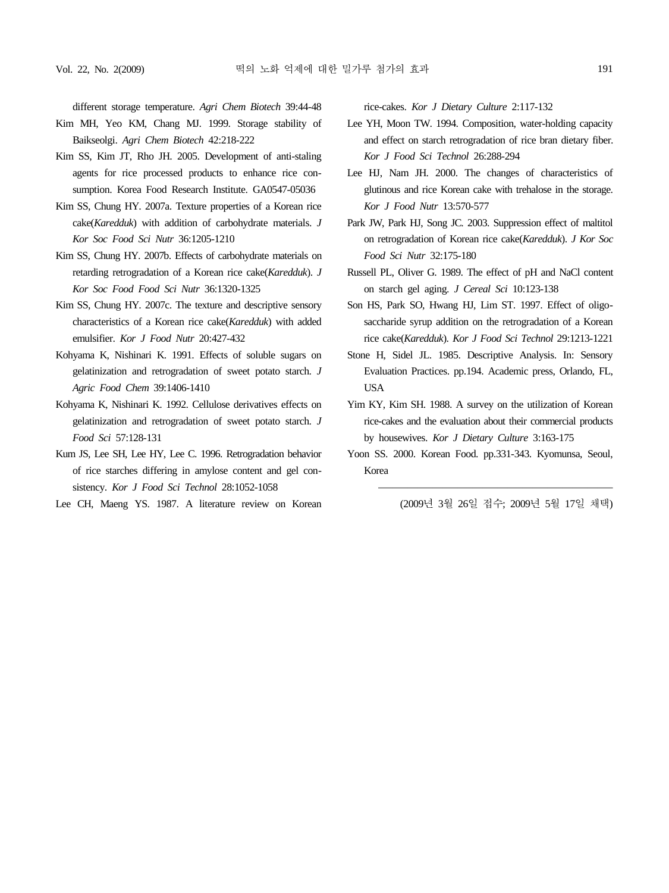different storage temperature. *Agri Chem Biotech* 39:44-48

Kim MH, Yeo KM, Chang MJ. 1999. Storage stability of Baikseolgi. *Agri Chem Biotech* 42:218-222

Kim SS, Kim JT, Rho JH. 2005. Development of anti-staling agents for rice processed products to enhance rice consumption. Korea Food Research Institute. GA0547-05036

Kim SS, Chung HY. 2007a. Texture properties of a Korean rice cake(*Karedduk*) with addition of carbohydrate materials. *J Kor Soc Food Sci Nutr* 36:1205-1210

Kim SS, Chung HY. 2007b. Effects of carbohydrate materials on retarding retrogradation of a Korean rice cake(*Karedduk*). *J Kor Soc Food Food Sci Nutr* 36:1320-1325

Kim SS, Chung HY. 2007c. The texture and descriptive sensory characteristics of a Korean rice cake(*Karedduk*) with added emulsifier. *Kor J Food Nutr* 20:427-432

Kohyama K, Nishinari K. 1991. Effects of soluble sugars on gelatinization and retrogradation of sweet potato starch. *J Agric Food Chem* 39:1406-1410

Kohyama K, Nishinari K. 1992. Cellulose derivatives effects on gelatinization and retrogradation of sweet potato starch. *J Food Sci* 57:128-131

Kum JS, Lee SH, Lee HY, Lee C. 1996. Retrogradation behavior of rice starches differing in amylose content and gel consistency. *Kor J Food Sci Technol* 28:1052-1058

Lee CH, Maeng YS. 1987. A literature review on Korean rice-cakes. *Kor J Dietary Culture* 2:117-132

Lee YH, Moon TW. 1994. Composition, water-holding capacity and effect on starch retrogradation of rice bran dietary fiber. *Kor J Food Sci Technol* 26:288-294

Lee HJ, Nam JH. 2000. The changes of characteristics of glutinous and rice Korean cake with trehalose in the storage. *Kor J Food Nutr* 13:570-577

Park JW, Park HJ, Song JC. 2003. Suppression effect of maltitol on retrogradation of Korean rice cake(*Karedduk*). *J Kor Soc Food Sci Nutr* 32:175-180

Russell PL, Oliver G. 1989. The effect of pH and NaCl content on starch gel aging. *J Cereal Sci* 10:123-138

Son HS, Park SO, Hwang HJ, Lim ST. 1997. Effect of oligosaccharide syrup addition on the retrogradation of a Korean rice cake(*Karedduk*). *Kor J Food Sci Technol* 29:1213-1221

Stone H, Sidel JL. 1985. Descriptive Analysis. In: Sensory Evaluation Practices. pp.194. Academic press, Orlando, FL, USA

Yim KY, Kim SH. 1988. A survey on the utilization of Korean rice-cakes and the evaluation about their commercial products by housewives. *Kor J Dietary Culture* 3:163-175

Yoon SS. 2000. Korean Food. pp.331-343. Kyomunsa, Seoul, Korea

---

(2009년 3월 26일 접수; 2009년 5월 17일 채택)